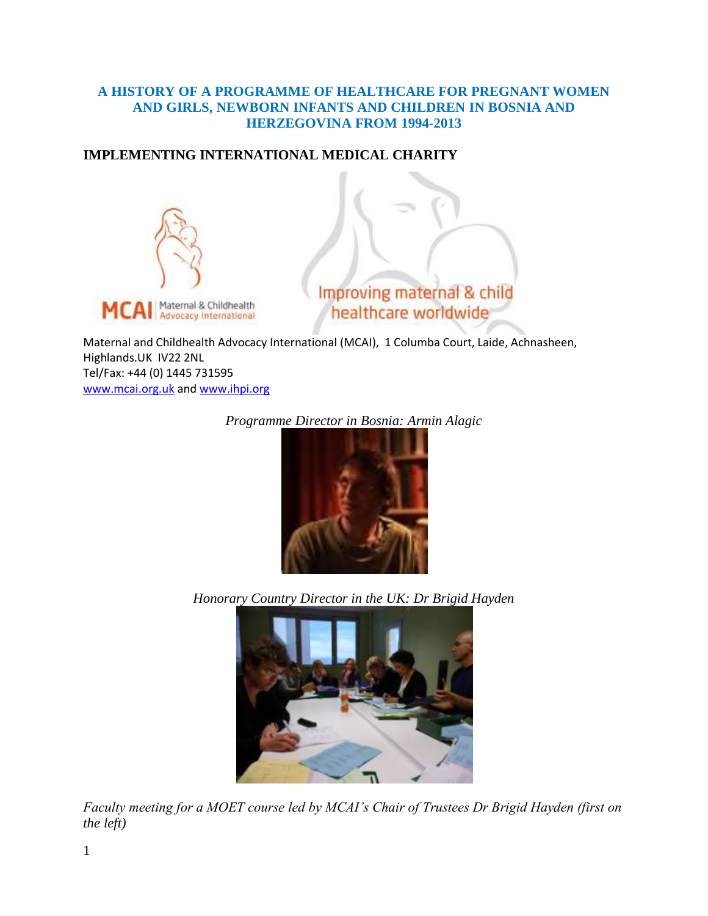# A HISTORY OF A PROGRAMME OF HEALTHCARE FOR PREGNANT WOMEN AND GIRLS, NEWBORN INFANTS AND CHILDREN IN BOSNIA AND HERZEGOVINA FROM 1994-2013

## IMPLEMENTING INTERNATIONAL MEDICAL CHARITY

MCAI Maternal & Childhealth Advocacy International

Improving maternal & child healthcare worldwide

Maternal and Childhealth Advocacy International (MCAI), 1 Columba Court, Laide, Achnasheen, Highlands.UK IV22 2NL
Tel/Fax: +44 (0) 1445 731595
www.mcai.org.uk and www.ihpi.org

*Programme Director in Bosnia: Armin Alagic*

*Honorary Country Director in the UK: Dr Brigid Hayden*

*Faculty meeting for a MOET course led by MCAI's Chair of Trustees Dr Brigid Hayden (first on the left)*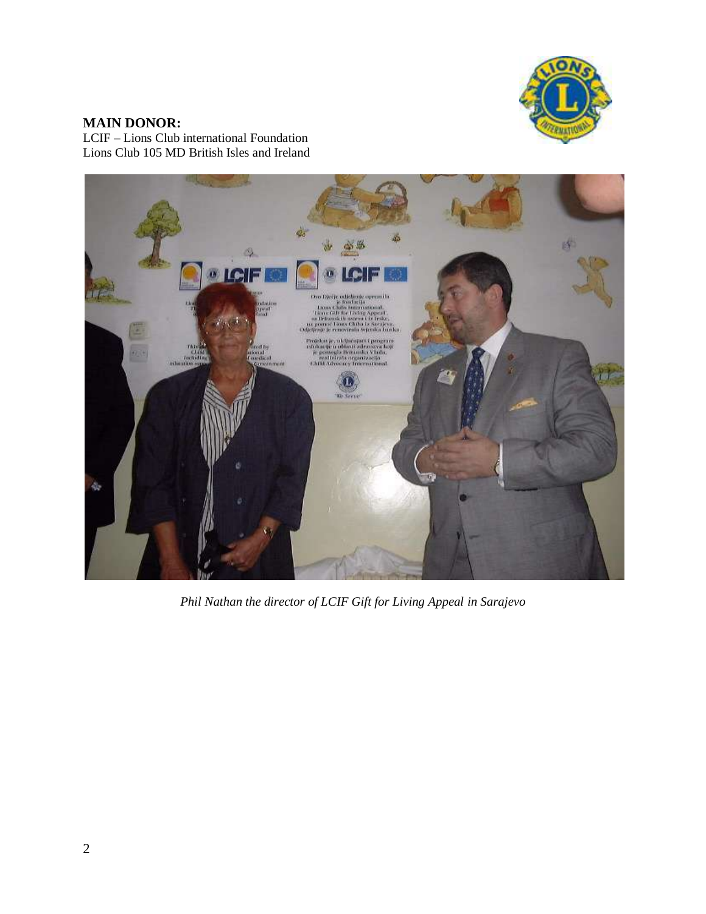**MAIN DONOR:**
LCIF – Lions Club international Foundation
Lions Club 105 MD British Isles and Ireland

*Phil Nathan the director of LCIF Gift for Living Appeal in Sarajevo*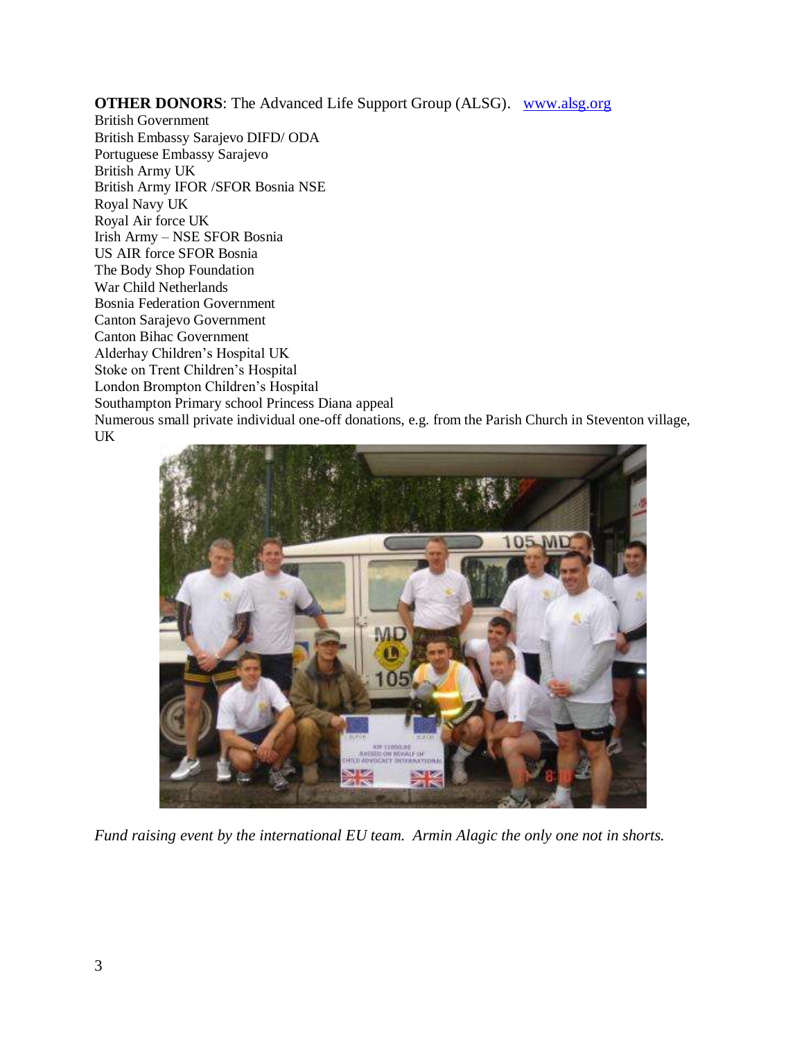**OTHER DONORS**: The Advanced Life Support Group (ALSG). [www.alsg.org](http://www.alsg.org)

British Government
British Embassy Sarajevo DIFD/ ODA
Portuguese Embassy Sarajevo
British Army UK
British Army IFOR /SFOR Bosnia NSE
Royal Navy UK
Royal Air force UK
Irish Army – NSE SFOR Bosnia
US AIR force SFOR Bosnia
The Body Shop Foundation
War Child Netherlands
Bosnia Federation Government
Canton Sarajevo Government
Canton Bihac Government
Alderhay Children's Hospital UK
Stoke on Trent Children's Hospital
London Brompton Children's Hospital
Southampton Primary school Princess Diana appeal
Numerous small private individual one-off donations, e.g. from the Parish Church in Steventon village, UK

*Fund raising event by the international EU team. Armin Alagic the only one not in shorts.*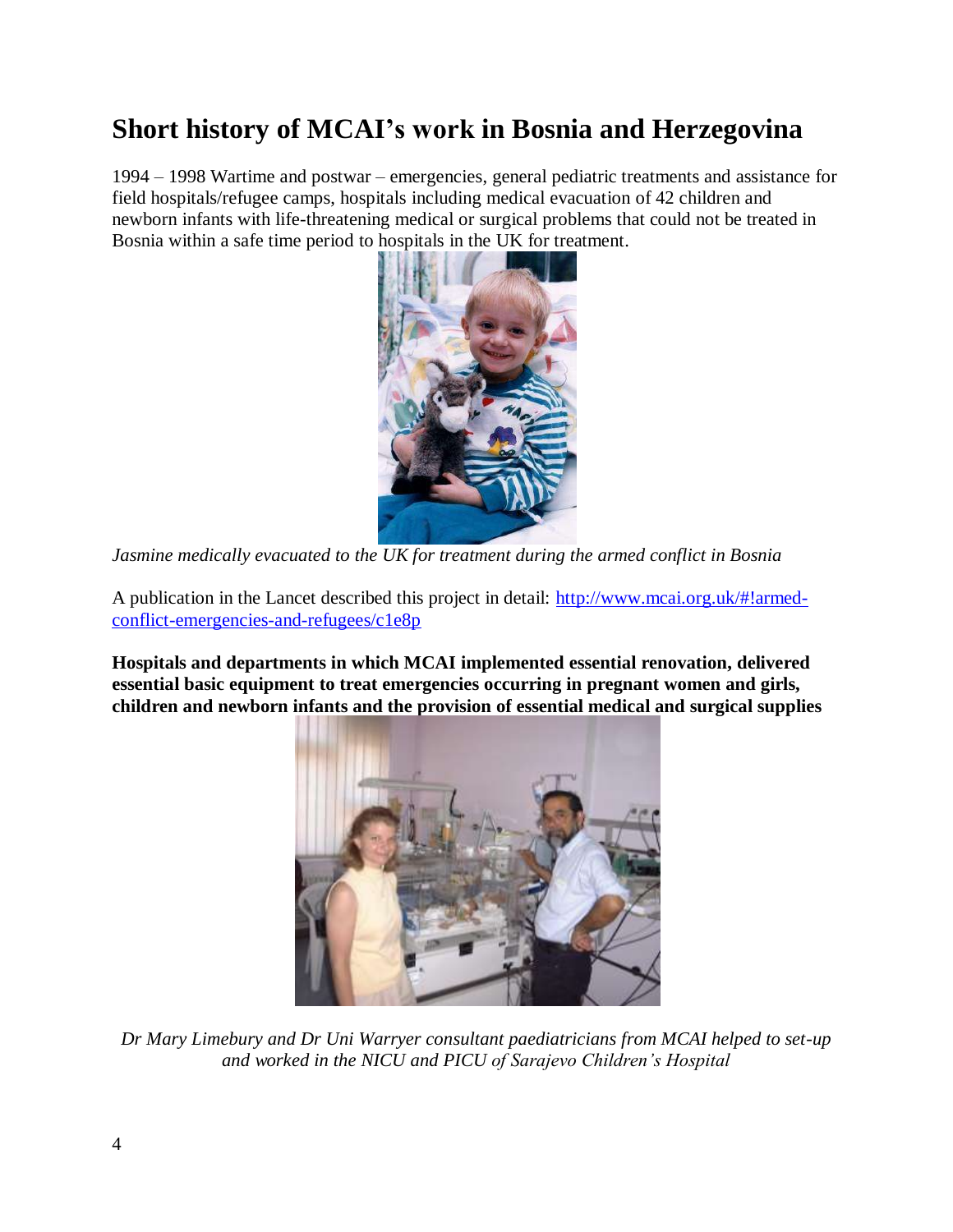# Short history of MCAI's work in Bosnia and Herzegovina

1994 – 1998 Wartime and postwar – emergencies, general pediatric treatments and assistance for field hospitals/refugee camps, hospitals including medical evacuation of 42 children and newborn infants with life-threatening medical or surgical problems that could not be treated in Bosnia within a safe time period to hospitals in the UK for treatment.

*Jasmine medically evacuated to the UK for treatment during the armed conflict in Bosnia*

A publication in the Lancet described this project in detail: [http://www.mcai.org.uk/#!armed-conflict-emergencies-and-refugees/c1e8p](http://www.mcai.org.uk/#!armed-conflict-emergencies-and-refugees/c1e8p)

**Hospitals and departments in which MCAI implemented essential renovation, delivered essential basic equipment to treat emergencies occurring in pregnant women and girls, children and newborn infants and the provision of essential medical and surgical supplies**

*Dr Mary Limebury and Dr Uni Warryer consultant paediatricians from MCAI helped to set-up and worked in the NICU and PICU of Sarajevo Children's Hospital*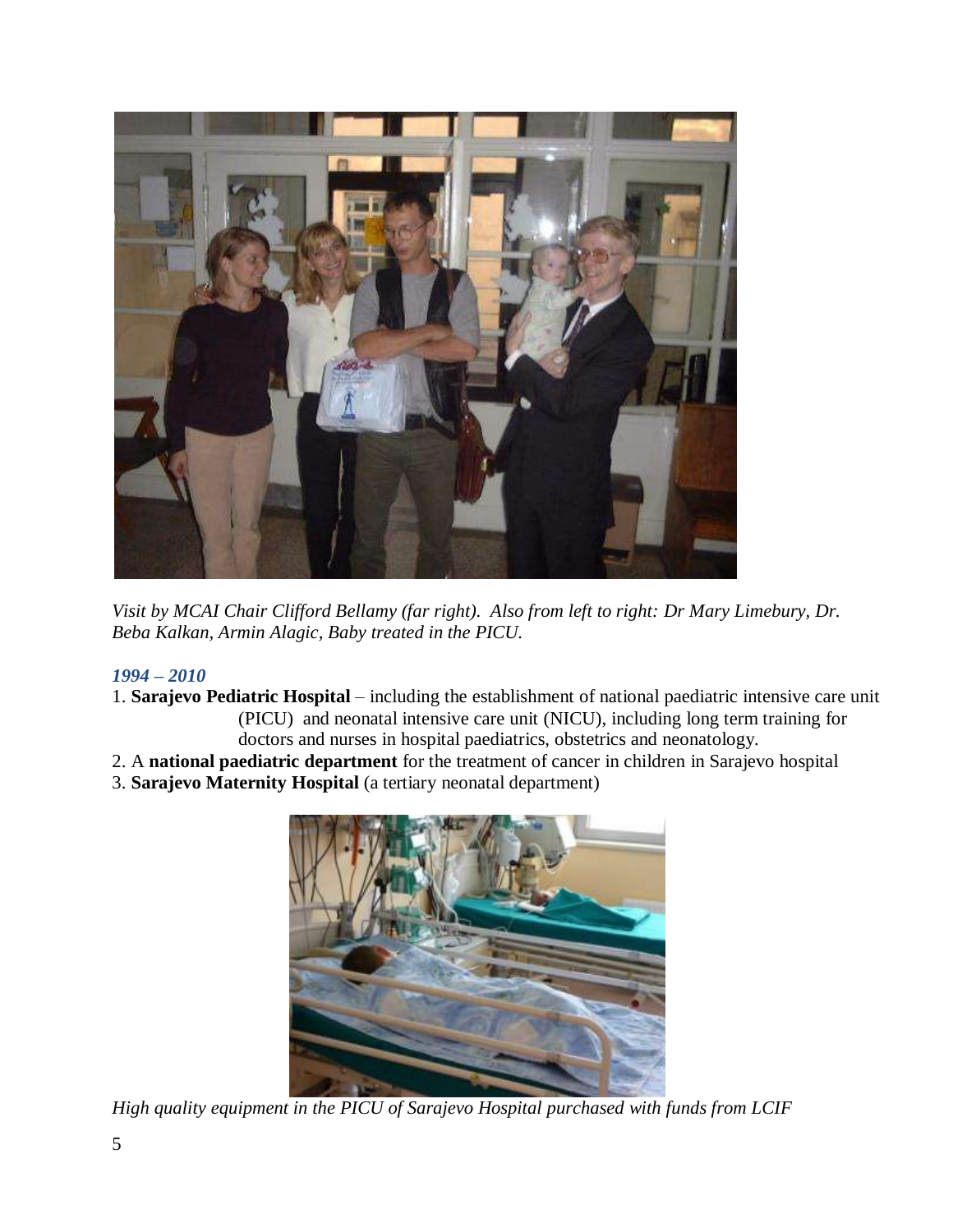*Visit by MCAI Chair Clifford Bellamy (far right). Also from left to right: Dr Mary Limebury, Dr. Beba Kalkan, Armin Alagic, Baby treated in the PICU.*

### *1994 – 2010*

1. **Sarajevo Pediatric Hospital** – including the establishment of national paediatric intensive care unit (PICU) and neonatal intensive care unit (NICU), including long term training for doctors and nurses in hospital paediatrics, obstetrics and neonatology.
2. A **national paediatric department** for the treatment of cancer in children in Sarajevo hospital
3. **Sarajevo Maternity Hospital** (a tertiary neonatal department)

*High quality equipment in the PICU of Sarajevo Hospital purchased with funds from LCIF*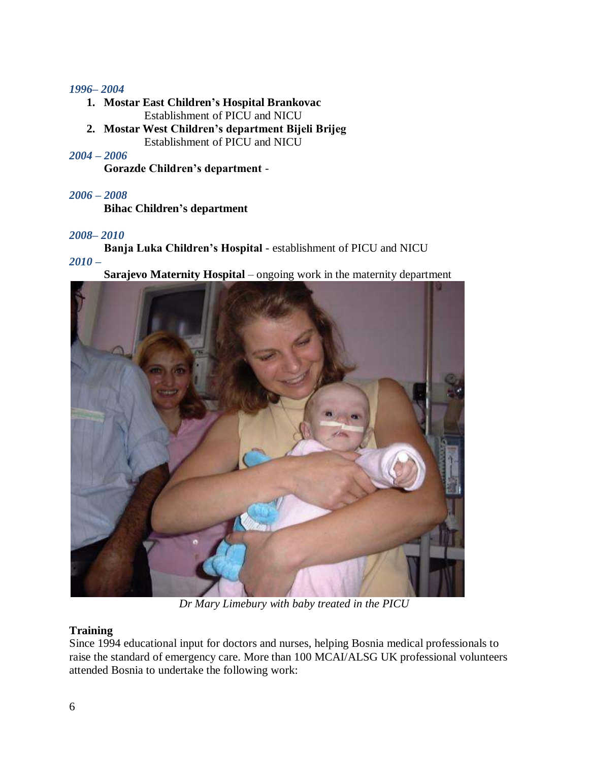*1996– 2004*

1. **Mostar East Children's Hospital Brankovac**
   Establishment of PICU and NICU
2. **Mostar West Children's department Bijeli Brijeg**
   Establishment of PICU and NICU

*2004 – 2006*

**Gorazde Children's department** -

*2006 – 2008*

**Bihac Children's department**

*2008– 2010*

**Banja Luka Children's Hospital** - establishment of PICU and NICU

*2010 –*

**Sarajevo Maternity Hospital** – ongoing work in the maternity department

*Dr Mary Limebury with baby treated in the PICU*

**Training**

Since 1994 educational input for doctors and nurses, helping Bosnia medical professionals to raise the standard of emergency care. More than 100 MCAI/ALSG UK professional volunteers attended Bosnia to undertake the following work: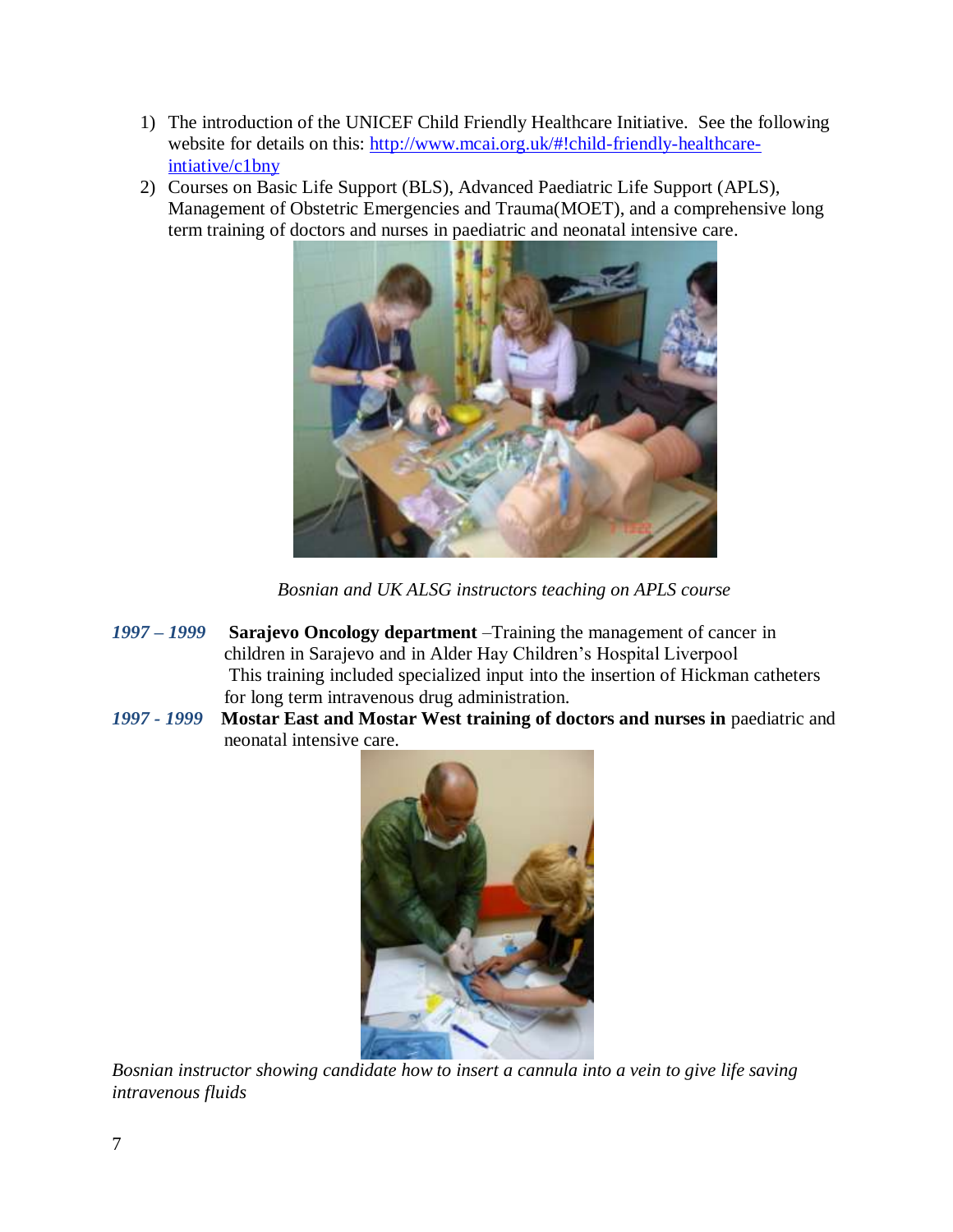1) The introduction of the UNICEF Child Friendly Healthcare Initiative. See the following website for details on this: [http://www.mcai.org.uk/#!child-friendly-healthcare-intiative/c1bny](http://www.mcai.org.uk/#!child-friendly-healthcare-intiative/c1bny)
2) Courses on Basic Life Support (BLS), Advanced Paediatric Life Support (APLS), Management of Obstetric Emergencies and Trauma(MOET), and a comprehensive long term training of doctors and nurses in paediatric and neonatal intensive care.

*Bosnian and UK ALSG instructors teaching on APLS course*

***1997 – 1999*** **Sarajevo Oncology department** –Training the management of cancer in children in Sarajevo and in Alder Hay Children's Hospital Liverpool
This training included specialized input into the insertion of Hickman catheters for long term intravenous drug administration.

***1997 - 1999*** **Mostar East and Mostar West training of doctors and nurses in** paediatric and neonatal intensive care.

*Bosnian instructor showing candidate how to insert a cannula into a vein to give life saving intravenous fluids*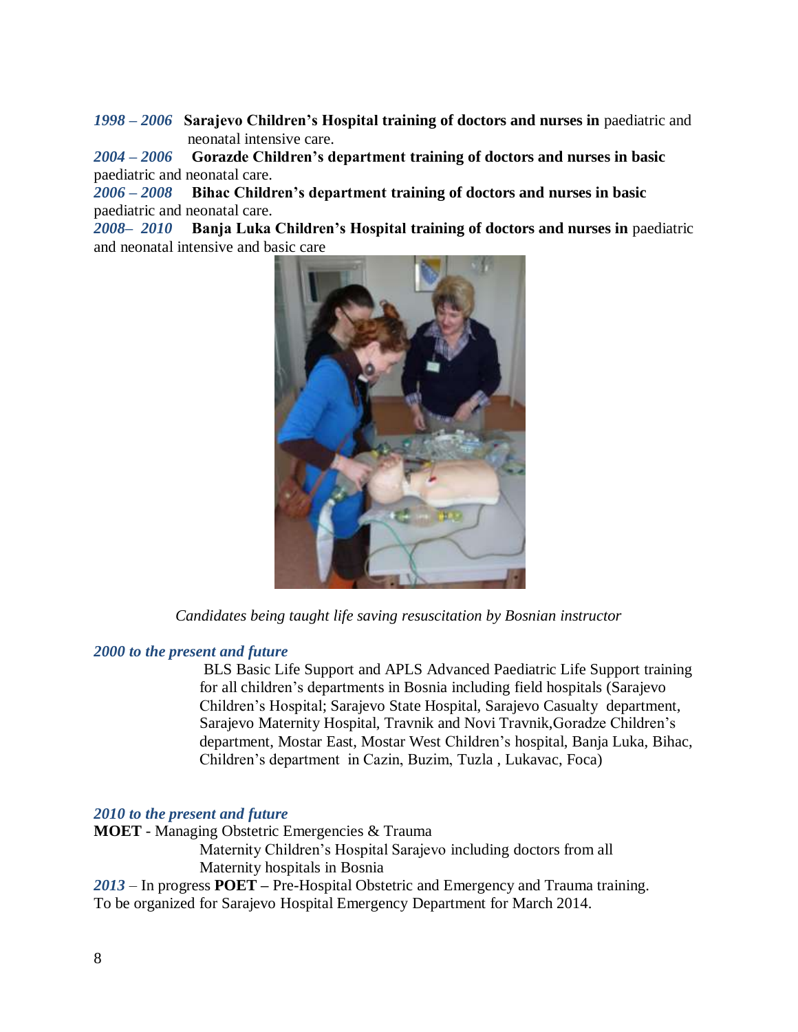*1998 – 2006* **Sarajevo Children's Hospital training of doctors and nurses in** paediatric and neonatal intensive care.

*2004 – 2006* **Gorazde Children's department training of doctors and nurses in basic** paediatric and neonatal care.

*2006 – 2008* **Bihac Children's department training of doctors and nurses in basic** paediatric and neonatal care.

*2008– 2010* **Banja Luka Children's Hospital training of doctors and nurses in** paediatric and neonatal intensive and basic care

*Candidates being taught life saving resuscitation by Bosnian instructor*

*2000 to the present and future*

BLS Basic Life Support and APLS Advanced Paediatric Life Support training for all children's departments in Bosnia including field hospitals (Sarajevo Children's Hospital; Sarajevo State Hospital, Sarajevo Casualty department, Sarajevo Maternity Hospital, Travnik and Novi Travnik,Goradze Children's department, Mostar East, Mostar West Children's hospital, Banja Luka, Bihac, Children's department in Cazin, Buzim, Tuzla , Lukavac, Foca)

*2010 to the present and future*

**MOET** - Managing Obstetric Emergencies & Trauma

Maternity Children's Hospital Sarajevo including doctors from all Maternity hospitals in Bosnia

*2013* – In progress **POET –** Pre-Hospital Obstetric and Emergency and Trauma training. To be organized for Sarajevo Hospital Emergency Department for March 2014.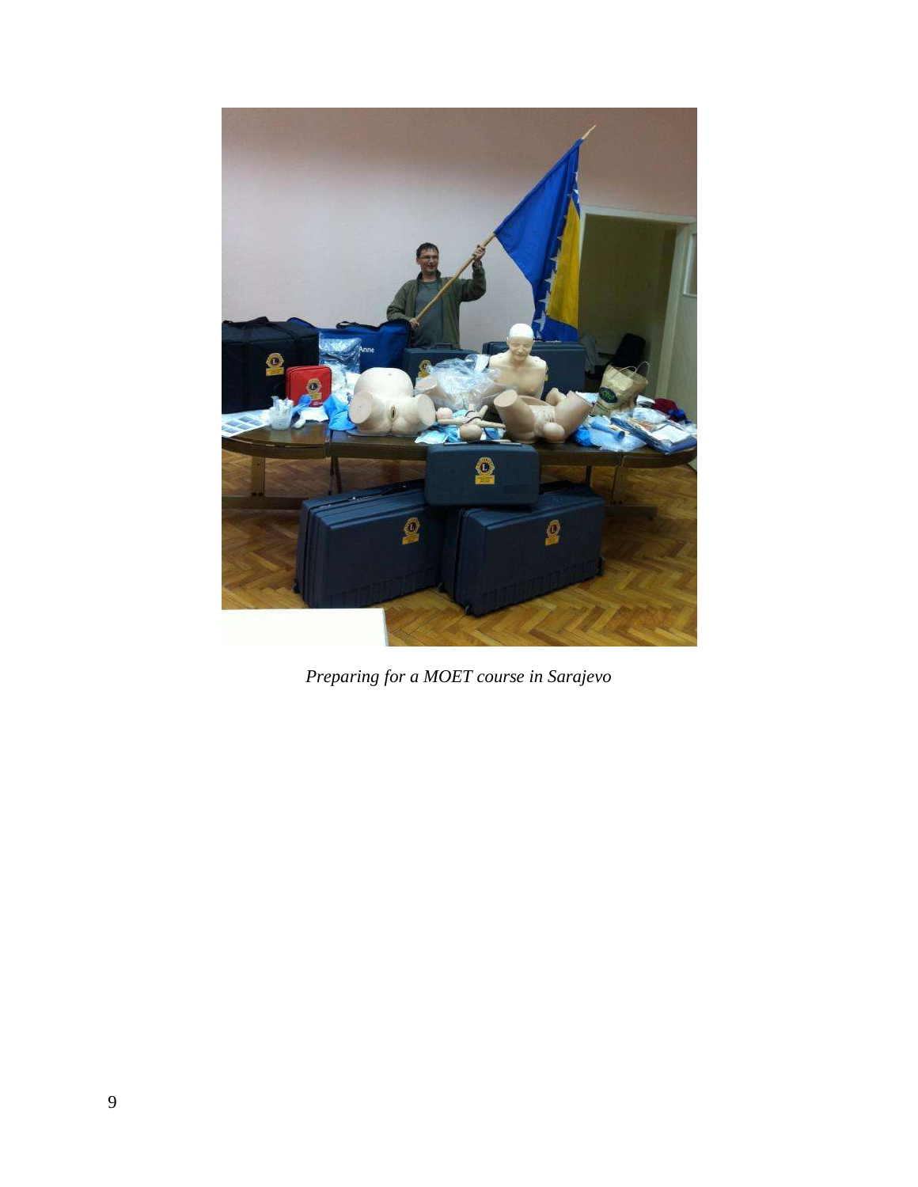*Preparing for a MOET course in Sarajevo*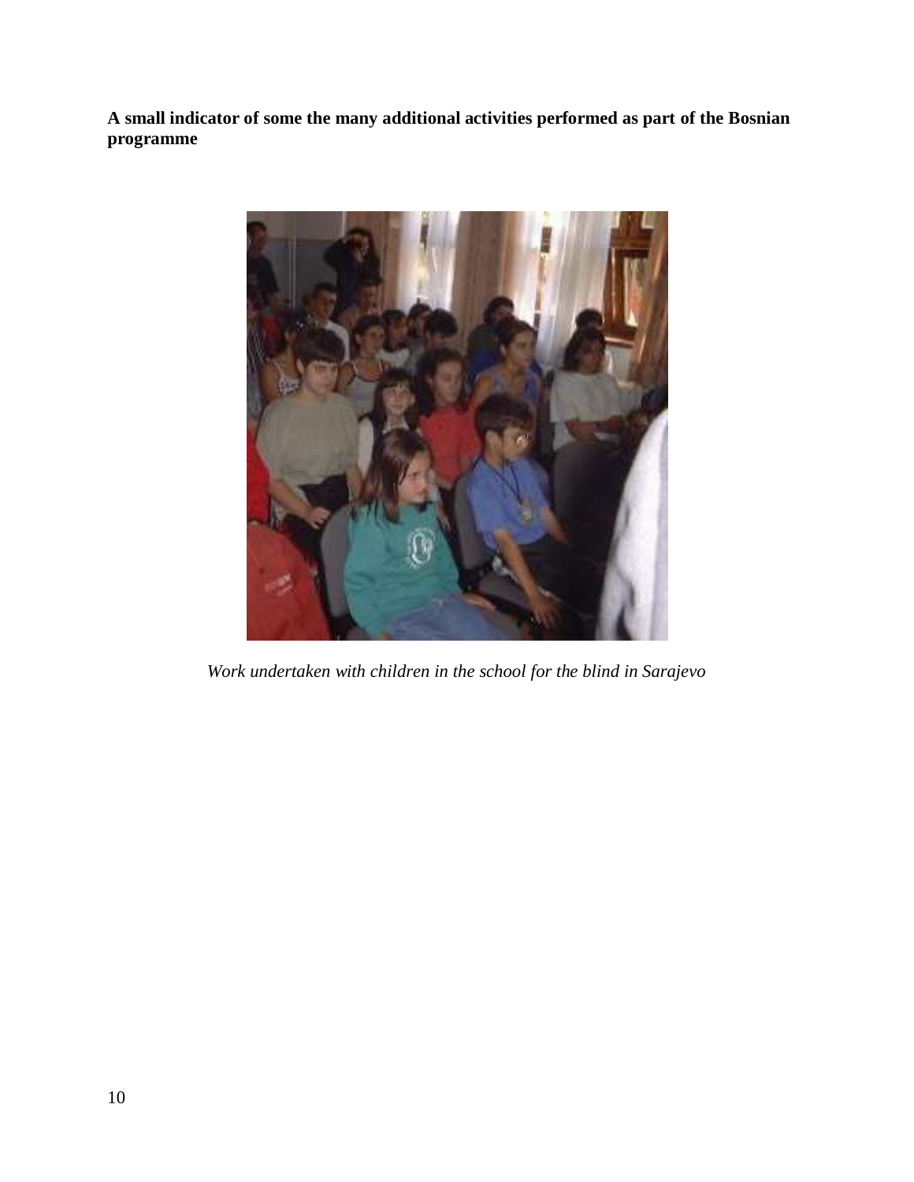**A small indicator of some the many additional activities performed as part of the Bosnian programme**

*Work undertaken with children in the school for the blind in Sarajevo*